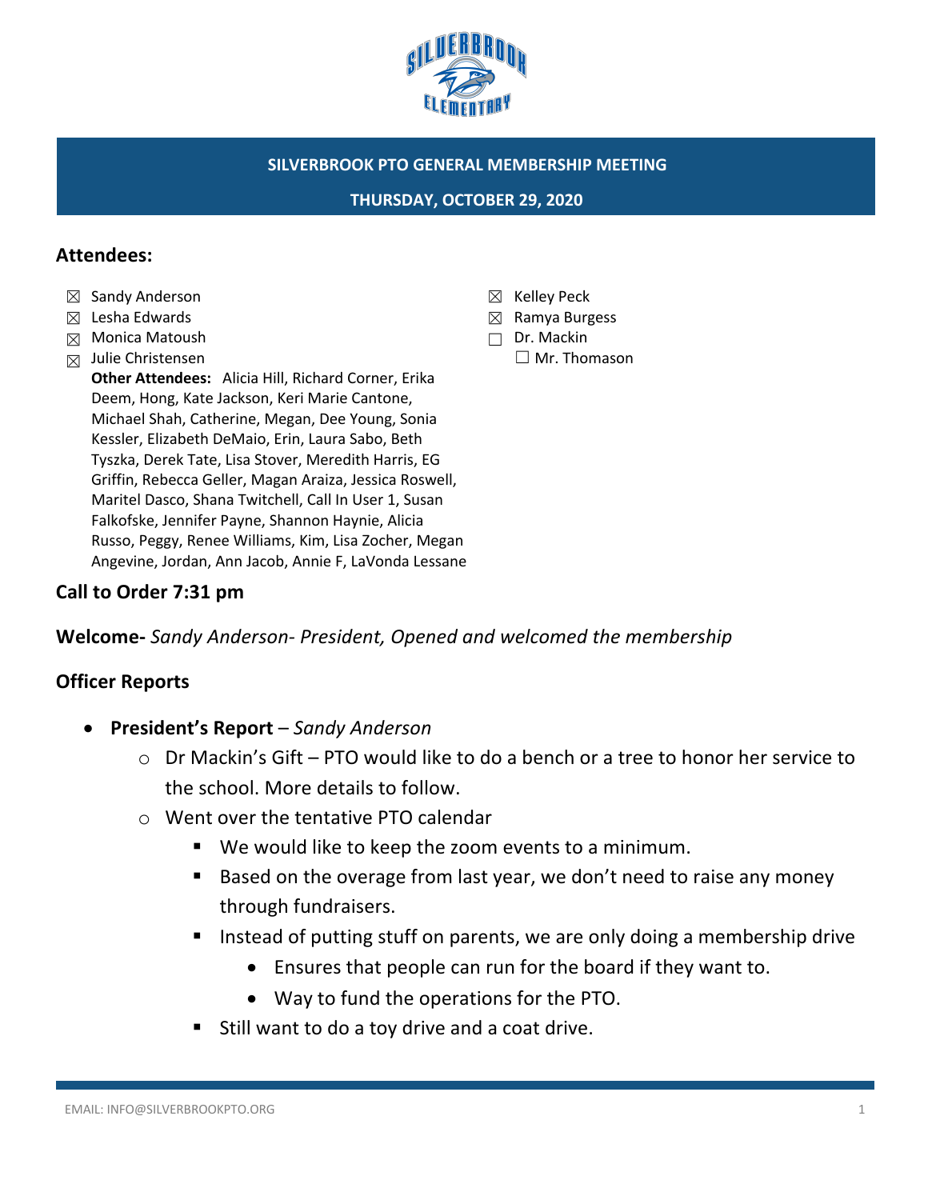# SILVERBROOK PTO GENERAL MEMBERSHIP MEETING

**THURSDAY, OCTOBER 29, 2020**

## Attendees:

- ☒ Sandy Anderson
- ☒ Lesha Edwards
- ☒ Monica Matoush
- ☒ Julie Christensen
- ☒ Kelley Peck
- ☒ Ramya Burgess
- ☐ Dr. Mackin
- ☐ Mr. Thomason

**Other Attendees:** Alicia Hill, Richard Corner, Erika Deem, Hong, Kate Jackson, Keri Marie Cantone, Michael Shah, Catherine, Megan, Dee Young, Sonia Kessler, Elizabeth DeMaio, Erin, Laura Sabo, Beth Tyszka, Derek Tate, Lisa Stover, Meredith Harris, EG Griffin, Rebecca Geller, Magan Araiza, Jessica Roswell, Maritel Dasco, Shana Twitchell, Call In User 1, Susan Falkofske, Jennifer Payne, Shannon Haynie, Alicia Russo, Peggy, Renee Williams, Kim, Lisa Zocher, Megan Angevine, Jordan, Ann Jacob, Annie F, LaVonda Lessane

## Call to Order 7:31 pm

**Welcome-** *Sandy Anderson- President, Opened and welcomed the membership*

## Officer Reports

- **President's Report** – *Sandy Anderson*
  - Dr Mackin's Gift – PTO would like to do a bench or a tree to honor her service to the school. More details to follow.
  - Went over the tentative PTO calendar
    - We would like to keep the zoom events to a minimum.
    - Based on the overage from last year, we don't need to raise any money through fundraisers.
    - Instead of putting stuff on parents, we are only doing a membership drive
      - Ensures that people can run for the board if they want to.
      - Way to fund the operations for the PTO.
    - Still want to do a toy drive and a coat drive.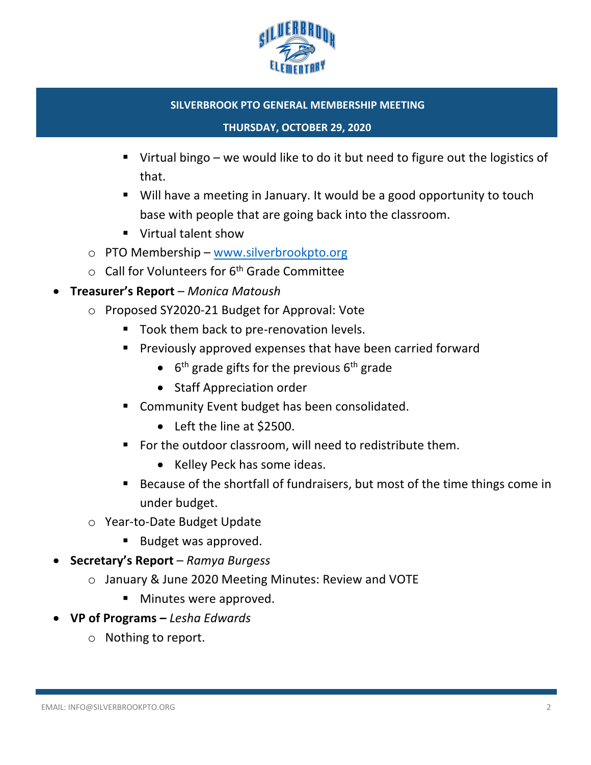- Virtual bingo – we would like to do it but need to figure out the logistics of that.
    - Will have a meeting in January. It would be a good opportunity to touch base with people that are going back into the classroom.
    - Virtual talent show
  - PTO Membership – [www.silverbrookpto.org](http://www.silverbrookpto.org)
  - Call for Volunteers for 6th Grade Committee
- **Treasurer's Report** – *Monica Matoush*
  - Proposed SY2020-21 Budget for Approval: Vote
    - Took them back to pre-renovation levels.
    - Previously approved expenses that have been carried forward
      - 6th grade gifts for the previous 6th grade
      - Staff Appreciation order
    - Community Event budget has been consolidated.
      - Left the line at $2500.
    - For the outdoor classroom, will need to redistribute them.
      - Kelley Peck has some ideas.
    - Because of the shortfall of fundraisers, but most of the time things come in under budget.
  - Year-to-Date Budget Update
    - Budget was approved.
- **Secretary's Report** – *Ramya Burgess*
  - January & June 2020 Meeting Minutes: Review and VOTE
    - Minutes were approved.
- **VP of Programs –** *Lesha Edwards*
  - Nothing to report.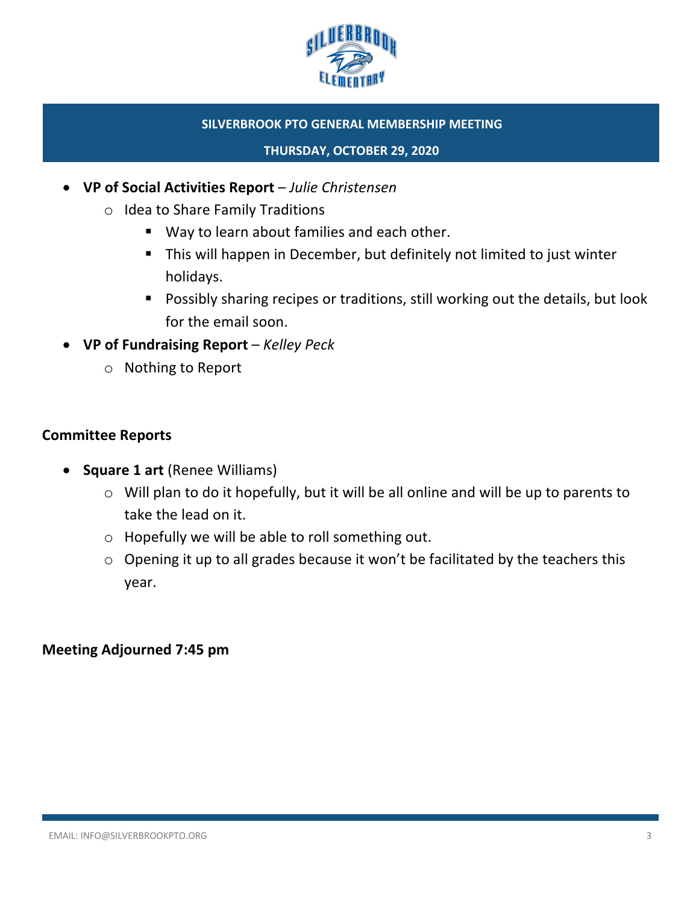- **VP of Social Activities Report** – *Julie Christensen*
  - Idea to Share Family Traditions
    - Way to learn about families and each other.
    - This will happen in December, but definitely not limited to just winter holidays.
    - Possibly sharing recipes or traditions, still working out the details, but look for the email soon.
- **VP of Fundraising Report** – *Kelley Peck*
  - Nothing to Report

**Committee Reports**

- **Square 1 art** (Renee Williams)
  - Will plan to do it hopefully, but it will be all online and will be up to parents to take the lead on it.
  - Hopefully we will be able to roll something out.
  - Opening it up to all grades because it won't be facilitated by the teachers this year.

**Meeting Adjourned 7:45 pm**